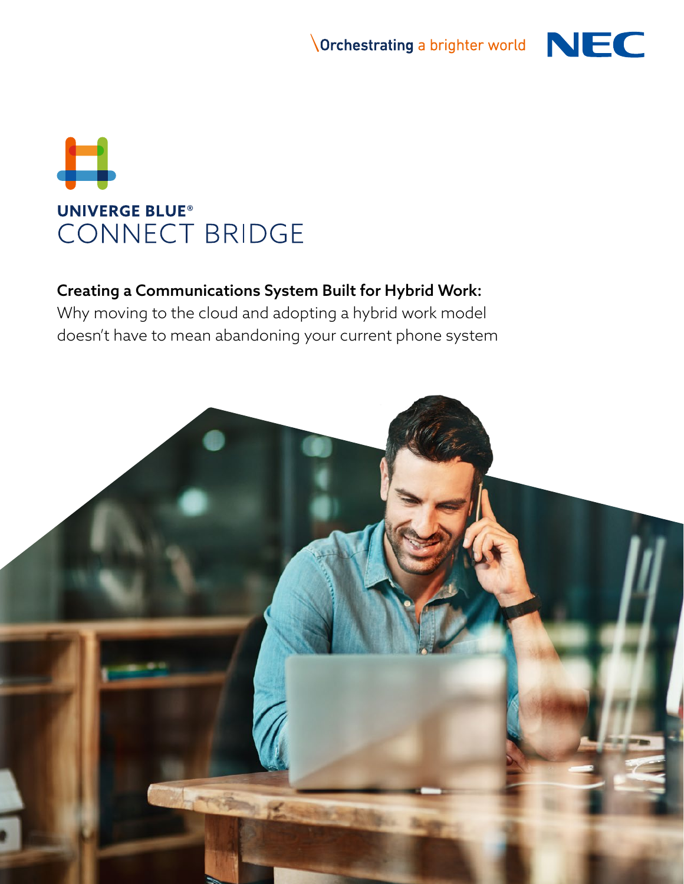Orchestrating a brighter world NEC

# UNIVERGE BLUE® CONNECT BRIDGE

**Creating a Communications System Built for Hybrid Work:**
Why moving to the cloud and adopting a hybrid work model doesn't have to mean abandoning your current phone system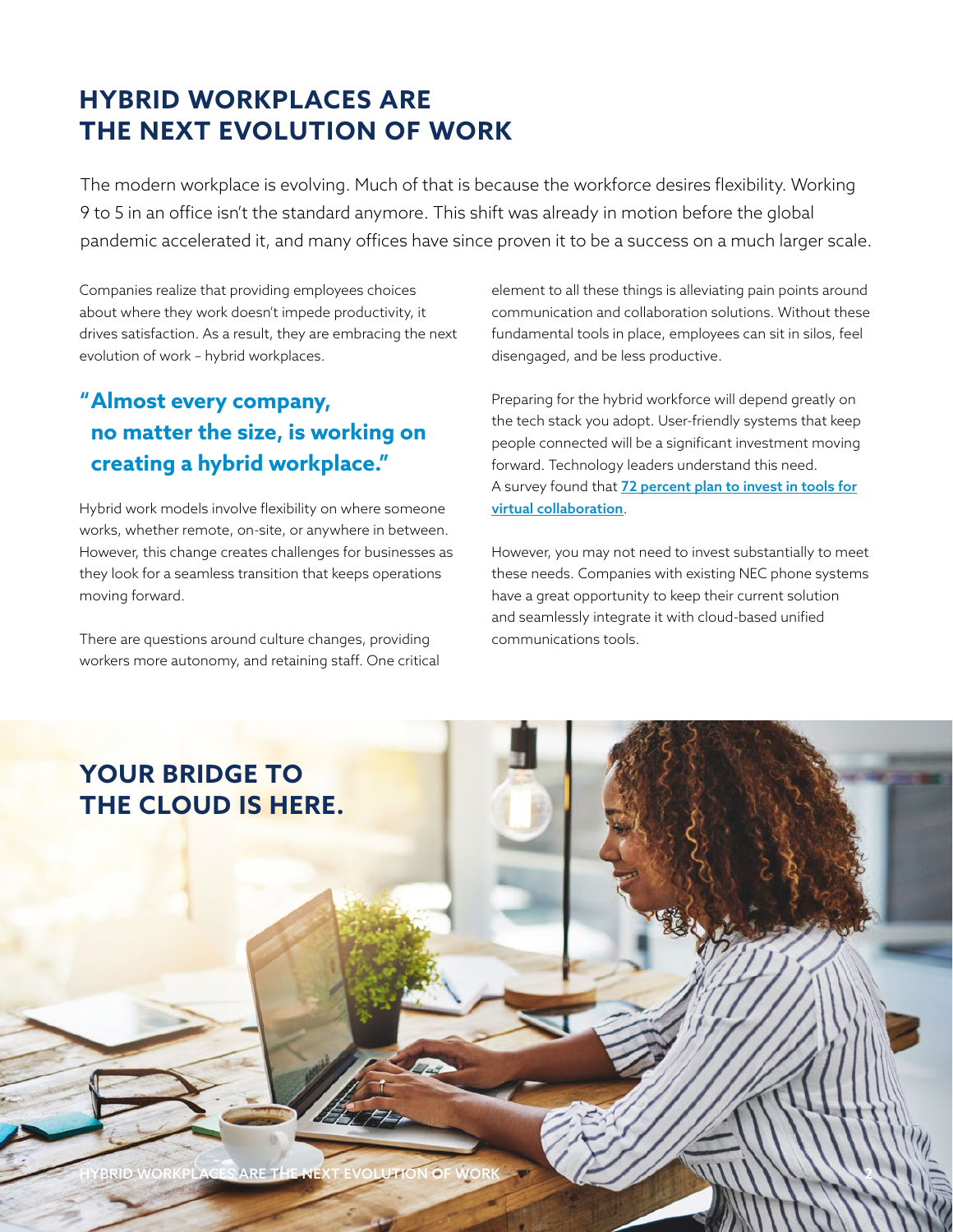# HYBRID WORKPLACES ARE THE NEXT EVOLUTION OF WORK

The modern workplace is evolving. Much of that is because the workforce desires flexibility. Working 9 to 5 in an office isn't the standard anymore. This shift was already in motion before the global pandemic accelerated it, and many offices have since proven it to be a success on a much larger scale.

Companies realize that providing employees choices about where they work doesn't impede productivity, it drives satisfaction. As a result, they are embracing the next evolution of work – hybrid workplaces.

> **"Almost every company, no matter the size, is working on creating a hybrid workplace."**

Hybrid work models involve flexibility on where someone works, whether remote, on-site, or anywhere in between. However, this change creates challenges for businesses as they look for a seamless transition that keeps operations moving forward.

There are questions around culture changes, providing workers more autonomy, and retaining staff. One critical element to all these things is alleviating pain points around communication and collaboration solutions. Without these fundamental tools in place, employees can sit in silos, feel disengaged, and be less productive.

Preparing for the hybrid workforce will depend greatly on the tech stack you adopt. User-friendly systems that keep people connected will be a significant investment moving forward. Technology leaders understand this need. A survey found that **72 percent plan to invest in tools for virtual collaboration**.

However, you may not need to invest substantially to meet these needs. Companies with existing NEC phone systems have a great opportunity to keep their current solution and seamlessly integrate it with cloud-based unified communications tools.

## YOUR BRIDGE TO THE CLOUD IS HERE.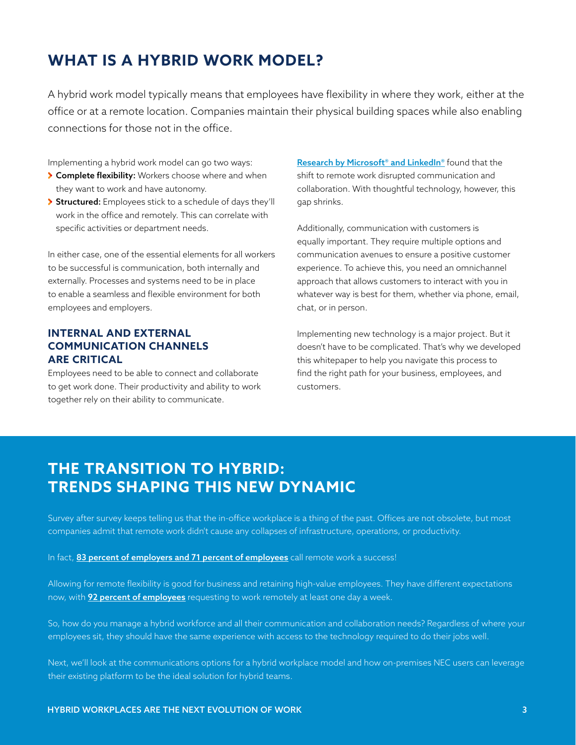# WHAT IS A HYBRID WORK MODEL?

A hybrid work model typically means that employees have flexibility in where they work, either at the office or at a remote location. Companies maintain their physical building spaces while also enabling connections for those not in the office.

Implementing a hybrid work model can go two ways:

- **Complete flexibility:** Workers choose where and when they want to work and have autonomy.
- **Structured:** Employees stick to a schedule of days they'll work in the office and remotely. This can correlate with specific activities or department needs.

In either case, one of the essential elements for all workers to be successful is communication, both internally and externally. Processes and systems need to be in place to enable a seamless and flexible environment for both employees and employers.

### INTERNAL AND EXTERNAL COMMUNICATION CHANNELS ARE CRITICAL

Employees need to be able to connect and collaborate to get work done. Their productivity and ability to work together rely on their ability to communicate.

Research by Microsoft® and LinkedIn® found that the shift to remote work disrupted communication and collaboration. With thoughtful technology, however, this gap shrinks.

Additionally, communication with customers is equally important. They require multiple options and communication avenues to ensure a positive customer experience. To achieve this, you need an omnichannel approach that allows customers to interact with you in whatever way is best for them, whether via phone, email, chat, or in person.

Implementing new technology is a major project. But it doesn't have to be complicated. That's why we developed this whitepaper to help you navigate this process to find the right path for your business, employees, and customers.

## THE TRANSITION TO HYBRID: TRENDS SHAPING THIS NEW DYNAMIC

Survey after survey keeps telling us that the in-office workplace is a thing of the past. Offices are not obsolete, but most companies admit that remote work didn't cause any collapses of infrastructure, operations, or productivity.

In fact, **83 percent of employers and 71 percent of employees** call remote work a success!

Allowing for remote flexibility is good for business and retaining high-value employees. They have different expectations now, with **92 percent of employees** requesting to work remotely at least one day a week.

So, how do you manage a hybrid workforce and all their communication and collaboration needs? Regardless of where your employees sit, they should have the same experience with access to the technology required to do their jobs well.

Next, we'll look at the communications options for a hybrid workplace model and how on-premises NEC users can leverage their existing platform to be the ideal solution for hybrid teams.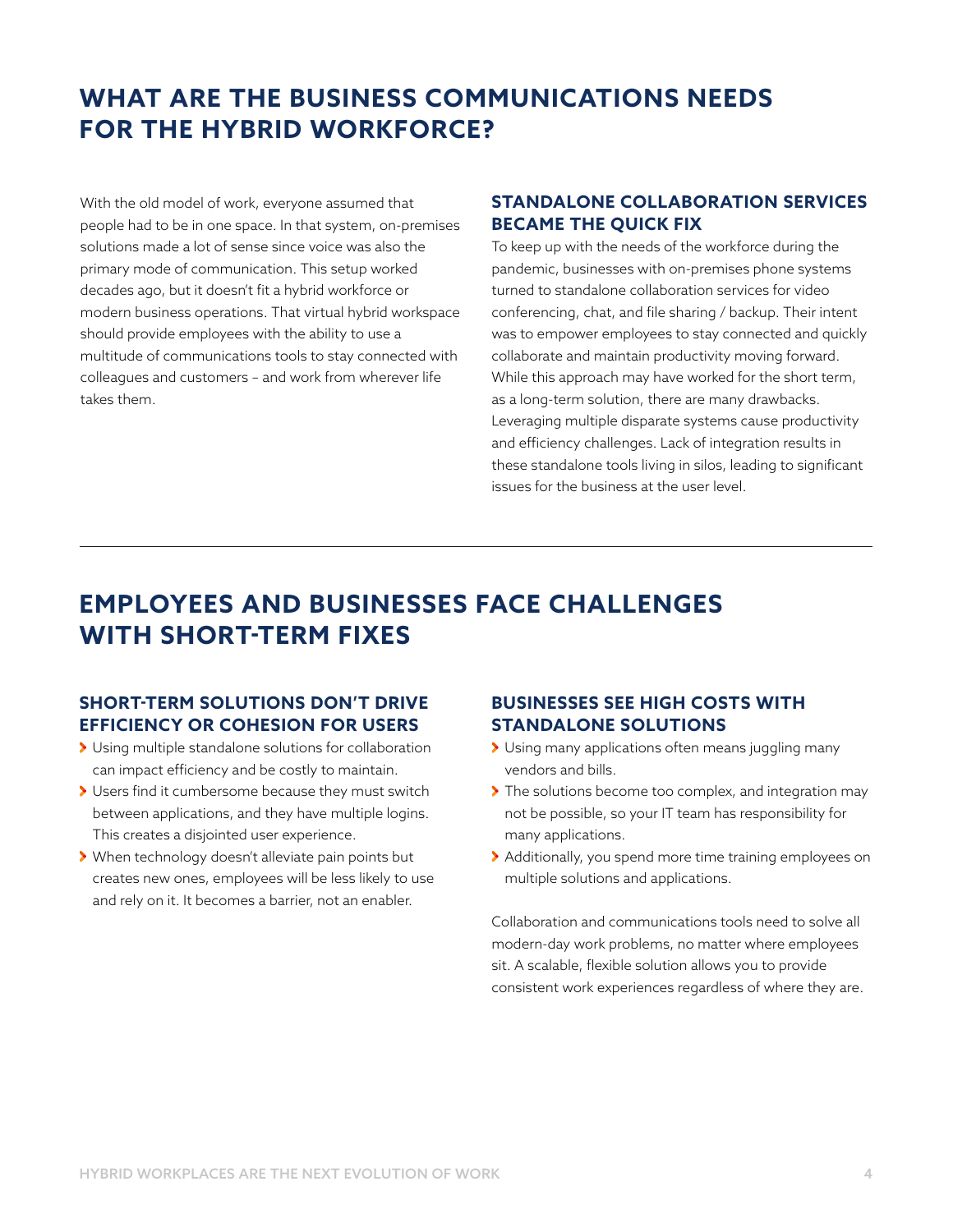# WHAT ARE THE BUSINESS COMMUNICATIONS NEEDS FOR THE HYBRID WORKFORCE?

With the old model of work, everyone assumed that people had to be in one space. In that system, on-premises solutions made a lot of sense since voice was also the primary mode of communication. This setup worked decades ago, but it doesn't fit a hybrid workforce or modern business operations. That virtual hybrid workspace should provide employees with the ability to use a multitude of communications tools to stay connected with colleagues and customers – and work from wherever life takes them.

### STANDALONE COLLABORATION SERVICES BECAME THE QUICK FIX

To keep up with the needs of the workforce during the pandemic, businesses with on-premises phone systems turned to standalone collaboration services for video conferencing, chat, and file sharing / backup. Their intent was to empower employees to stay connected and quickly collaborate and maintain productivity moving forward. While this approach may have worked for the short term, as a long-term solution, there are many drawbacks. Leveraging multiple disparate systems cause productivity and efficiency challenges. Lack of integration results in these standalone tools living in silos, leading to significant issues for the business at the user level.

---

# EMPLOYEES AND BUSINESSES FACE CHALLENGES WITH SHORT-TERM FIXES

### SHORT-TERM SOLUTIONS DON'T DRIVE EFFICIENCY OR COHESION FOR USERS

- Using multiple standalone solutions for collaboration can impact efficiency and be costly to maintain.
- Users find it cumbersome because they must switch between applications, and they have multiple logins. This creates a disjointed user experience.
- When technology doesn't alleviate pain points but creates new ones, employees will be less likely to use and rely on it. It becomes a barrier, not an enabler.

### BUSINESSES SEE HIGH COSTS WITH STANDALONE SOLUTIONS

- Using many applications often means juggling many vendors and bills.
- The solutions become too complex, and integration may not be possible, so your IT team has responsibility for many applications.
- Additionally, you spend more time training employees on multiple solutions and applications.

Collaboration and communications tools need to solve all modern-day work problems, no matter where employees sit. A scalable, flexible solution allows you to provide consistent work experiences regardless of where they are.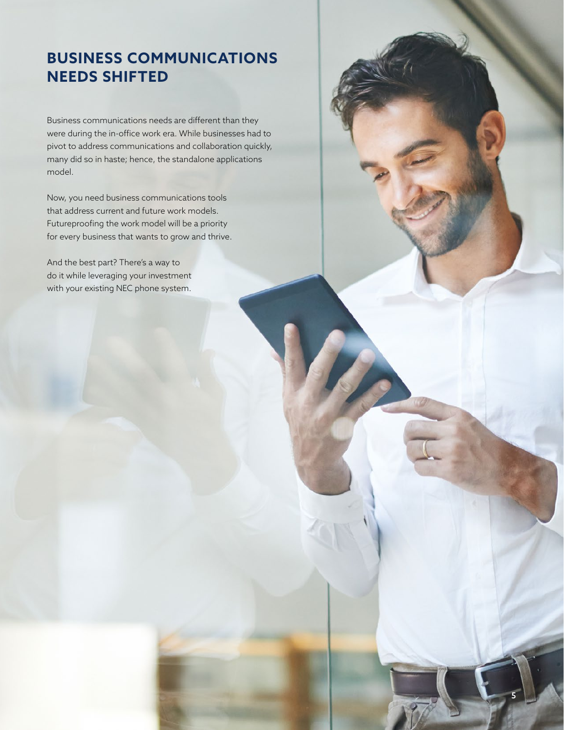# BUSINESS COMMUNICATIONS NEEDS SHIFTED

Business communications needs are different than they were during the in-office work era. While businesses had to pivot to address communications and collaboration quickly, many did so in haste; hence, the standalone applications model.

Now, you need business communications tools that address current and future work models. Futureproofing the work model will be a priority for every business that wants to grow and thrive.

And the best part? There's a way to do it while leveraging your investment with your existing NEC phone system.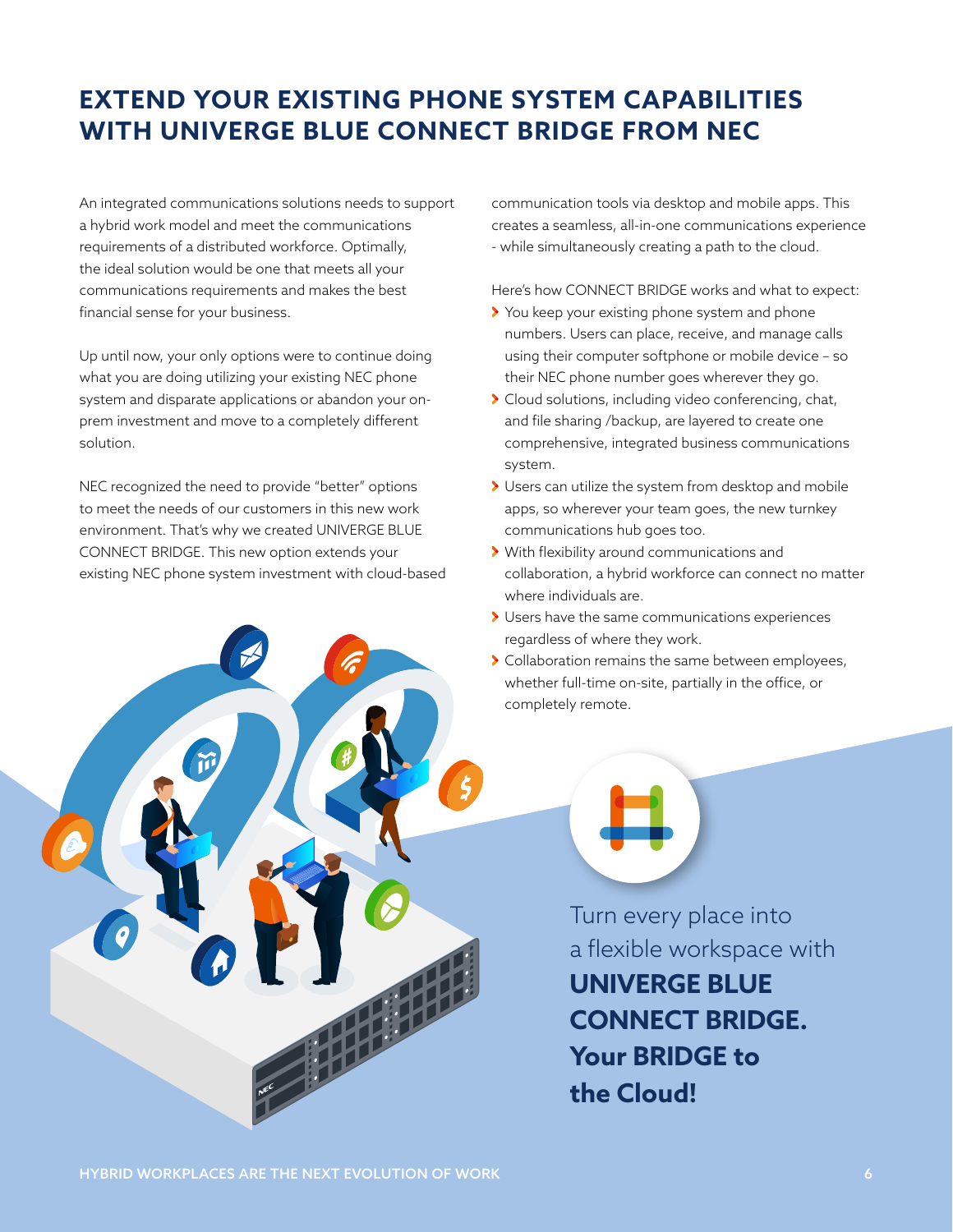# EXTEND YOUR EXISTING PHONE SYSTEM CAPABILITIES WITH UNIVERGE BLUE CONNECT BRIDGE FROM NEC

An integrated communications solutions needs to support a hybrid work model and meet the communications requirements of a distributed workforce. Optimally, the ideal solution would be one that meets all your communications requirements and makes the best financial sense for your business.

Up until now, your only options were to continue doing what you are doing utilizing your existing NEC phone system and disparate applications or abandon your on-prem investment and move to a completely different solution.

NEC recognized the need to provide "better" options to meet the needs of our customers in this new work environment. That's why we created UNIVERGE BLUE CONNECT BRIDGE. This new option extends your existing NEC phone system investment with cloud-based communication tools via desktop and mobile apps. This creates a seamless, all-in-one communications experience - while simultaneously creating a path to the cloud.

Here's how CONNECT BRIDGE works and what to expect:

- You keep your existing phone system and phone numbers. Users can place, receive, and manage calls using their computer softphone or mobile device – so their NEC phone number goes wherever they go.
- Cloud solutions, including video conferencing, chat, and file sharing /backup, are layered to create one comprehensive, integrated business communications system.
- Users can utilize the system from desktop and mobile apps, so wherever your team goes, the new turnkey communications hub goes too.
- With flexibility around communications and collaboration, a hybrid workforce can connect no matter where individuals are.
- Users have the same communications experiences regardless of where they work.
- Collaboration remains the same between employees, whether full-time on-site, partially in the office, or completely remote.

Turn every place into a flexible workspace with **UNIVERGE BLUE CONNECT BRIDGE. Your BRIDGE to the Cloud!**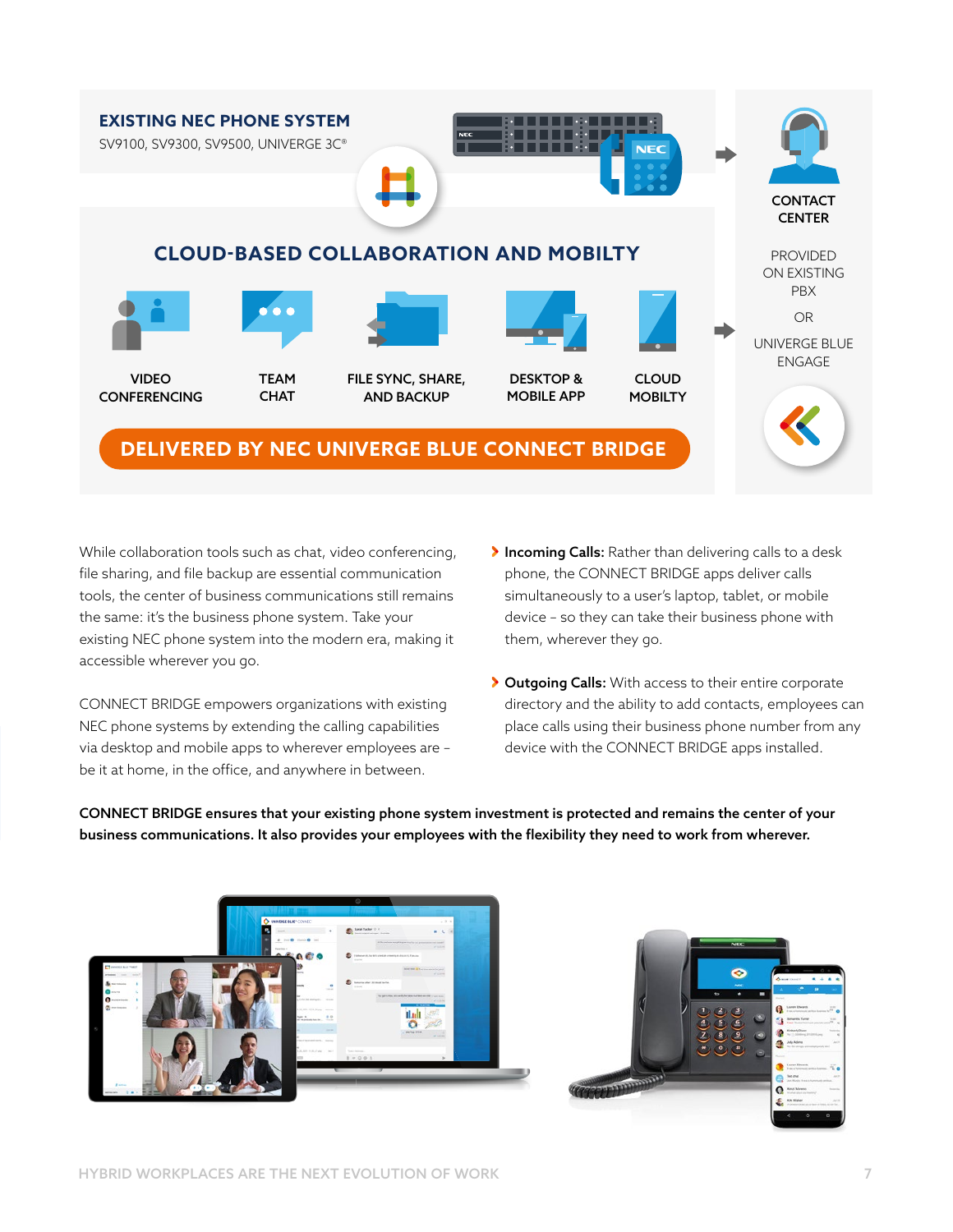**EXISTING NEC PHONE SYSTEM**

SV9100, SV9300, SV9500, UNIVERGE 3C®

## CLOUD-BASED COLLABORATION AND MOBILTY

VIDEO CONFERENCING

TEAM CHAT

FILE SYNC, SHARE, AND BACKUP

DESKTOP & MOBILE APP

CLOUD MOBILTY

**DELIVERED BY NEC UNIVERGE BLUE CONNECT BRIDGE**

CONTACT CENTER

PROVIDED ON EXISTING PBX

OR

UNIVERGE BLUE ENGAGE

While collaboration tools such as chat, video conferencing, file sharing, and file backup are essential communication tools, the center of business communications still remains the same: it's the business phone system. Take your existing NEC phone system into the modern era, making it accessible wherever you go.

CONNECT BRIDGE empowers organizations with existing NEC phone systems by extending the calling capabilities via desktop and mobile apps to wherever employees are – be it at home, in the office, and anywhere in between.

- **Incoming Calls:** Rather than delivering calls to a desk phone, the CONNECT BRIDGE apps deliver calls simultaneously to a user's laptop, tablet, or mobile device – so they can take their business phone with them, wherever they go.
- **Outgoing Calls:** With access to their entire corporate directory and the ability to add contacts, employees can place calls using their business phone number from any device with the CONNECT BRIDGE apps installed.

**CONNECT BRIDGE ensures that your existing phone system investment is protected and remains the center of your business communications. It also provides your employees with the flexibility they need to work from wherever.**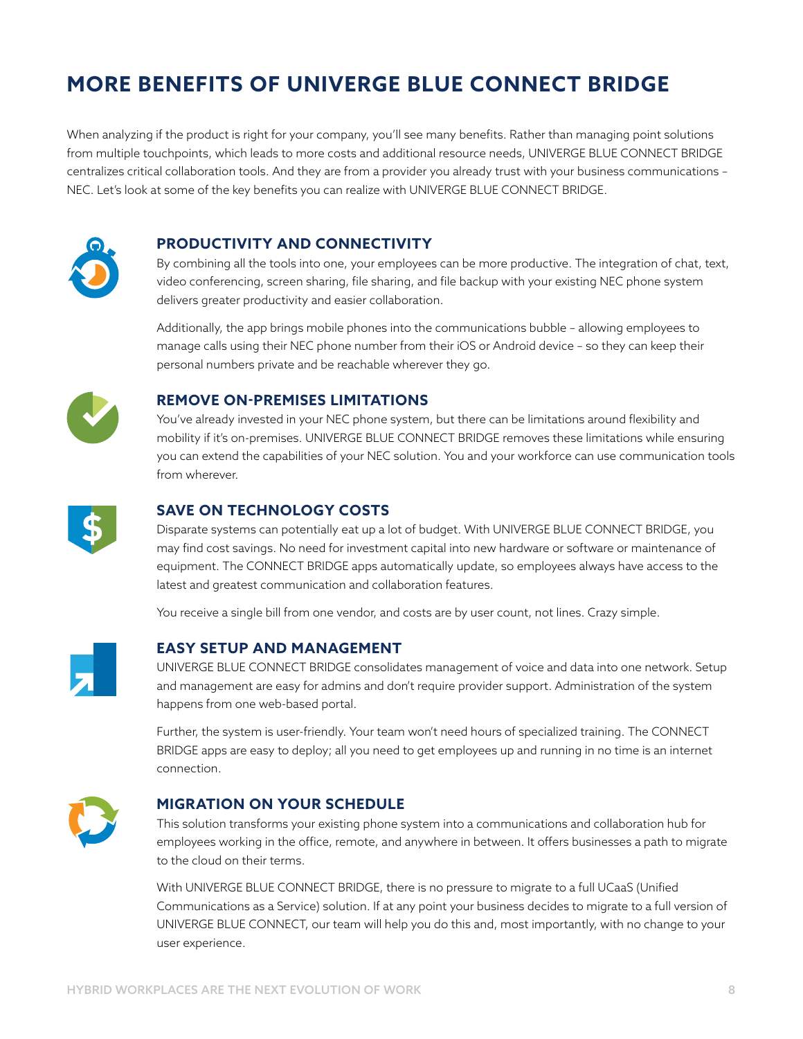# MORE BENEFITS OF UNIVERGE BLUE CONNECT BRIDGE

When analyzing if the product is right for your company, you'll see many benefits. Rather than managing point solutions from multiple touchpoints, which leads to more costs and additional resource needs, UNIVERGE BLUE CONNECT BRIDGE centralizes critical collaboration tools. And they are from a provider you already trust with your business communications – NEC. Let's look at some of the key benefits you can realize with UNIVERGE BLUE CONNECT BRIDGE.

## PRODUCTIVITY AND CONNECTIVITY

By combining all the tools into one, your employees can be more productive. The integration of chat, text, video conferencing, screen sharing, file sharing, and file backup with your existing NEC phone system delivers greater productivity and easier collaboration.

Additionally, the app brings mobile phones into the communications bubble – allowing employees to manage calls using their NEC phone number from their iOS or Android device – so they can keep their personal numbers private and be reachable wherever they go.

## REMOVE ON-PREMISES LIMITATIONS

You've already invested in your NEC phone system, but there can be limitations around flexibility and mobility if it's on-premises. UNIVERGE BLUE CONNECT BRIDGE removes these limitations while ensuring you can extend the capabilities of your NEC solution. You and your workforce can use communication tools from wherever.

## SAVE ON TECHNOLOGY COSTS

Disparate systems can potentially eat up a lot of budget. With UNIVERGE BLUE CONNECT BRIDGE, you may find cost savings. No need for investment capital into new hardware or software or maintenance of equipment. The CONNECT BRIDGE apps automatically update, so employees always have access to the latest and greatest communication and collaboration features.

You receive a single bill from one vendor, and costs are by user count, not lines. Crazy simple.

## EASY SETUP AND MANAGEMENT

UNIVERGE BLUE CONNECT BRIDGE consolidates management of voice and data into one network. Setup and management are easy for admins and don't require provider support. Administration of the system happens from one web-based portal.

Further, the system is user-friendly. Your team won't need hours of specialized training. The CONNECT BRIDGE apps are easy to deploy; all you need to get employees up and running in no time is an internet connection.

## MIGRATION ON YOUR SCHEDULE

This solution transforms your existing phone system into a communications and collaboration hub for employees working in the office, remote, and anywhere in between. It offers businesses a path to migrate to the cloud on their terms.

With UNIVERGE BLUE CONNECT BRIDGE, there is no pressure to migrate to a full UCaaS (Unified Communications as a Service) solution. If at any point your business decides to migrate to a full version of UNIVERGE BLUE CONNECT, our team will help you do this and, most importantly, with no change to your user experience.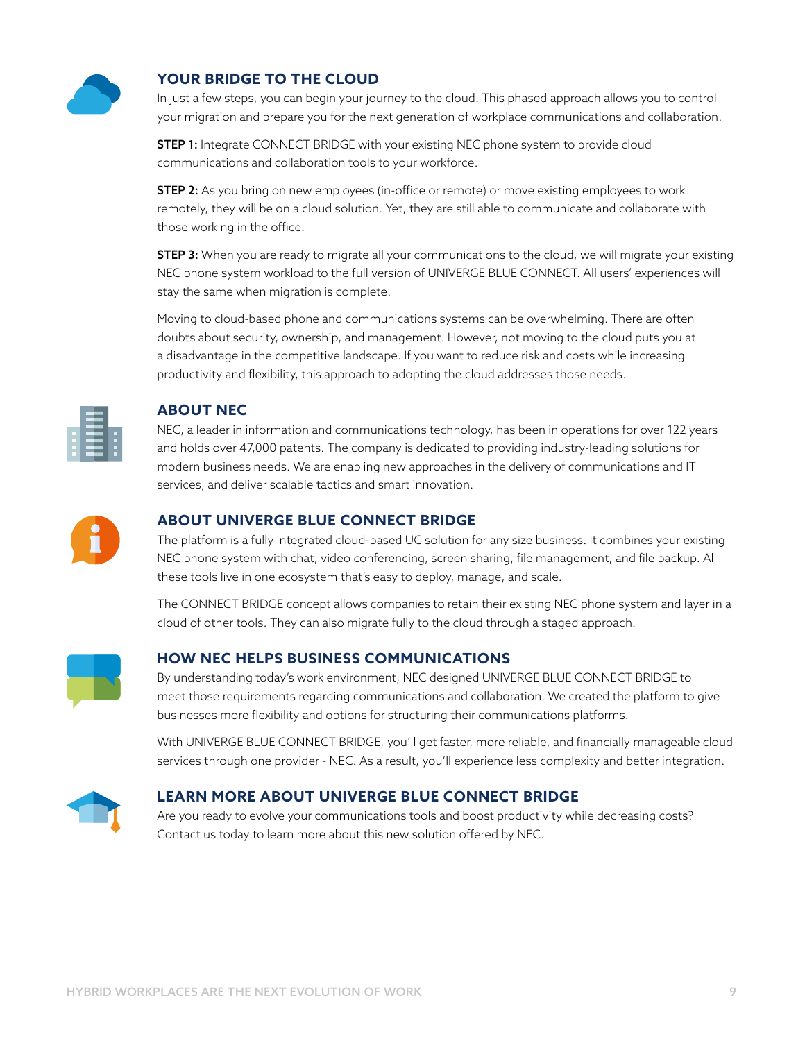## YOUR BRIDGE TO THE CLOUD

In just a few steps, you can begin your journey to the cloud. This phased approach allows you to control your migration and prepare you for the next generation of workplace communications and collaboration.

**STEP 1:** Integrate CONNECT BRIDGE with your existing NEC phone system to provide cloud communications and collaboration tools to your workforce.

**STEP 2:** As you bring on new employees (in-office or remote) or move existing employees to work remotely, they will be on a cloud solution. Yet, they are still able to communicate and collaborate with those working in the office.

**STEP 3:** When you are ready to migrate all your communications to the cloud, we will migrate your existing NEC phone system workload to the full version of UNIVERGE BLUE CONNECT. All users' experiences will stay the same when migration is complete.

Moving to cloud-based phone and communications systems can be overwhelming. There are often doubts about security, ownership, and management. However, not moving to the cloud puts you at a disadvantage in the competitive landscape. If you want to reduce risk and costs while increasing productivity and flexibility, this approach to adopting the cloud addresses those needs.

## ABOUT NEC

NEC, a leader in information and communications technology, has been in operations for over 122 years and holds over 47,000 patents. The company is dedicated to providing industry-leading solutions for modern business needs. We are enabling new approaches in the delivery of communications and IT services, and deliver scalable tactics and smart innovation.

## ABOUT UNIVERGE BLUE CONNECT BRIDGE

The platform is a fully integrated cloud-based UC solution for any size business. It combines your existing NEC phone system with chat, video conferencing, screen sharing, file management, and file backup. All these tools live in one ecosystem that's easy to deploy, manage, and scale.

The CONNECT BRIDGE concept allows companies to retain their existing NEC phone system and layer in a cloud of other tools. They can also migrate fully to the cloud through a staged approach.

## HOW NEC HELPS BUSINESS COMMUNICATIONS

By understanding today's work environment, NEC designed UNIVERGE BLUE CONNECT BRIDGE to meet those requirements regarding communications and collaboration. We created the platform to give businesses more flexibility and options for structuring their communications platforms.

With UNIVERGE BLUE CONNECT BRIDGE, you'll get faster, more reliable, and financially manageable cloud services through one provider - NEC. As a result, you'll experience less complexity and better integration.

## LEARN MORE ABOUT UNIVERGE BLUE CONNECT BRIDGE

Are you ready to evolve your communications tools and boost productivity while decreasing costs? Contact us today to learn more about this new solution offered by NEC.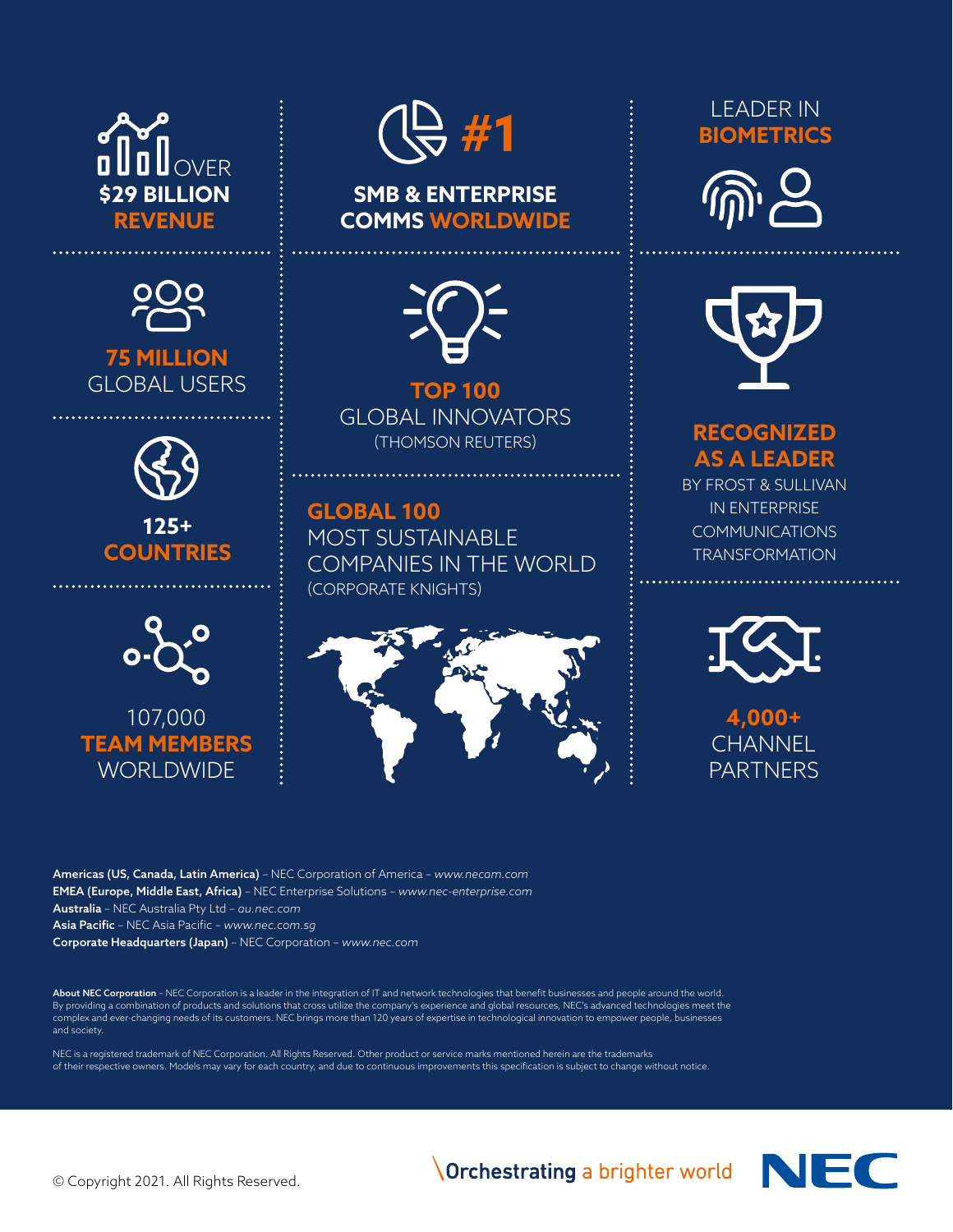OVER
**$29 BILLION**
**REVENUE**

**#1**
**SMB & ENTERPRISE COMMS WORLDWIDE**

LEADER IN
**BIOMETRICS**

**75 MILLION**
GLOBAL USERS

**TOP 100**
GLOBAL INNOVATORS
(THOMSON REUTERS)

**RECOGNIZED AS A LEADER**
BY FROST & SULLIVAN IN ENTERPRISE COMMUNICATIONS TRANSFORMATION

**125+**
**COUNTRIES**

**GLOBAL 100**
MOST SUSTAINABLE COMPANIES IN THE WORLD
(CORPORATE KNIGHTS)

107,000
**TEAM MEMBERS**
WORLDWIDE

**4,000+**
CHANNEL PARTNERS

**Americas (US, Canada, Latin America)** – NEC Corporation of America – *www.necam.com*
**EMEA (Europe, Middle East, Africa)** – NEC Enterprise Solutions – *www.nec-enterprise.com*
**Australia** – NEC Australia Pty Ltd – *au.nec.com*
**Asia Pacific** – NEC Asia Pacific – *www.nec.com.sg*
**Corporate Headquarters (Japan)** – NEC Corporation – *www.nec.com*

**About NEC Corporation** – NEC Corporation is a leader in the integration of IT and network technologies that benefit businesses and people around the world. By providing a combination of products and solutions that cross utilize the company's experience and global resources, NEC's advanced technologies meet the complex and ever-changing needs of its customers. NEC brings more than 120 years of expertise in technological innovation to empower people, businesses and society.

NEC is a registered trademark of NEC Corporation. All Rights Reserved. Other product or service marks mentioned herein are the trademarks of their respective owners. Models may vary for each country, and due to continuous improvements this specification is subject to change without notice.

© Copyright 2021. All Rights Reserved.

**Orchestrating** a brighter world

NEC